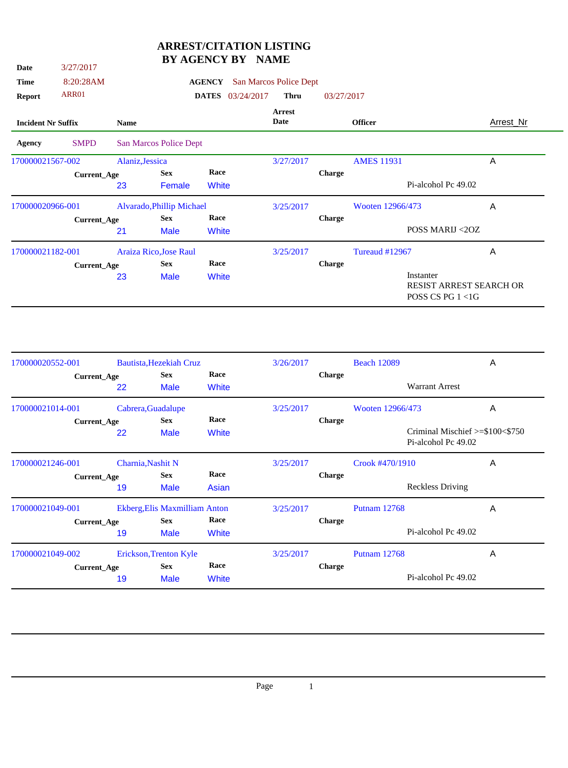# ARREST/CITATION LISTING
## BY AGENCY BY NAME

**Date** 3/27/2017
**Time** 8:20:28AM
**Report** ARR01

**AGENCY** San Marcos Police Dept
**DATES** 03/24/2017 **Thru** 03/27/2017

**Agency** SMPD San Marcos Police Dept

| Incident Nr Suffix | Name | Current_Age | Sex | Race | Arrest Date | Officer | Charge | Arrest_Nr |
|---|---|---|---|---|---|---|---|---|
| 170000021567-002 | Alaniz,Jessica | 23 | Female | White | 3/27/2017 | AMES 11931 | Pi-alcohol Pc 49.02 | A |
| 170000020966-001 | Alvarado,Phillip Michael | 21 | Male | White | 3/25/2017 | Wooten 12966/473 | POSS MARIJ <2OZ | A |
| 170000021182-001 | Araiza Rico,Jose Raul | 23 | Male | White | 3/25/2017 | Tureaud #12967 | Instanter<br>RESIST ARREST SEARCH OR<br>POSS CS PG 1 <1G | A |
| 170000020552-001 | Bautista,Hezekiah Cruz | 22 | Male | White | 3/26/2017 | Beach 12089 | Warrant Arrest | A |
| 170000021014-001 | Cabrera,Guadalupe | 22 | Male | White | 3/25/2017 | Wooten 12966/473 | Criminal Mischief >=$100<$750<br>Pi-alcohol Pc 49.02 | A |
| 170000021246-001 | Charnia,Nashit N | 19 | Male | Asian | 3/25/2017 | Crook #470/1910 | Reckless Driving | A |
| 170000021049-001 | Ekberg,Elis Maxmilliam Anton | 19 | Male | White | 3/25/2017 | Putnam 12768 | Pi-alcohol Pc 49.02 | A |
| 170000021049-002 | Erickson,Trenton Kyle | 19 | Male | White | 3/25/2017 | Putnam 12768 | Pi-alcohol Pc 49.02 | A |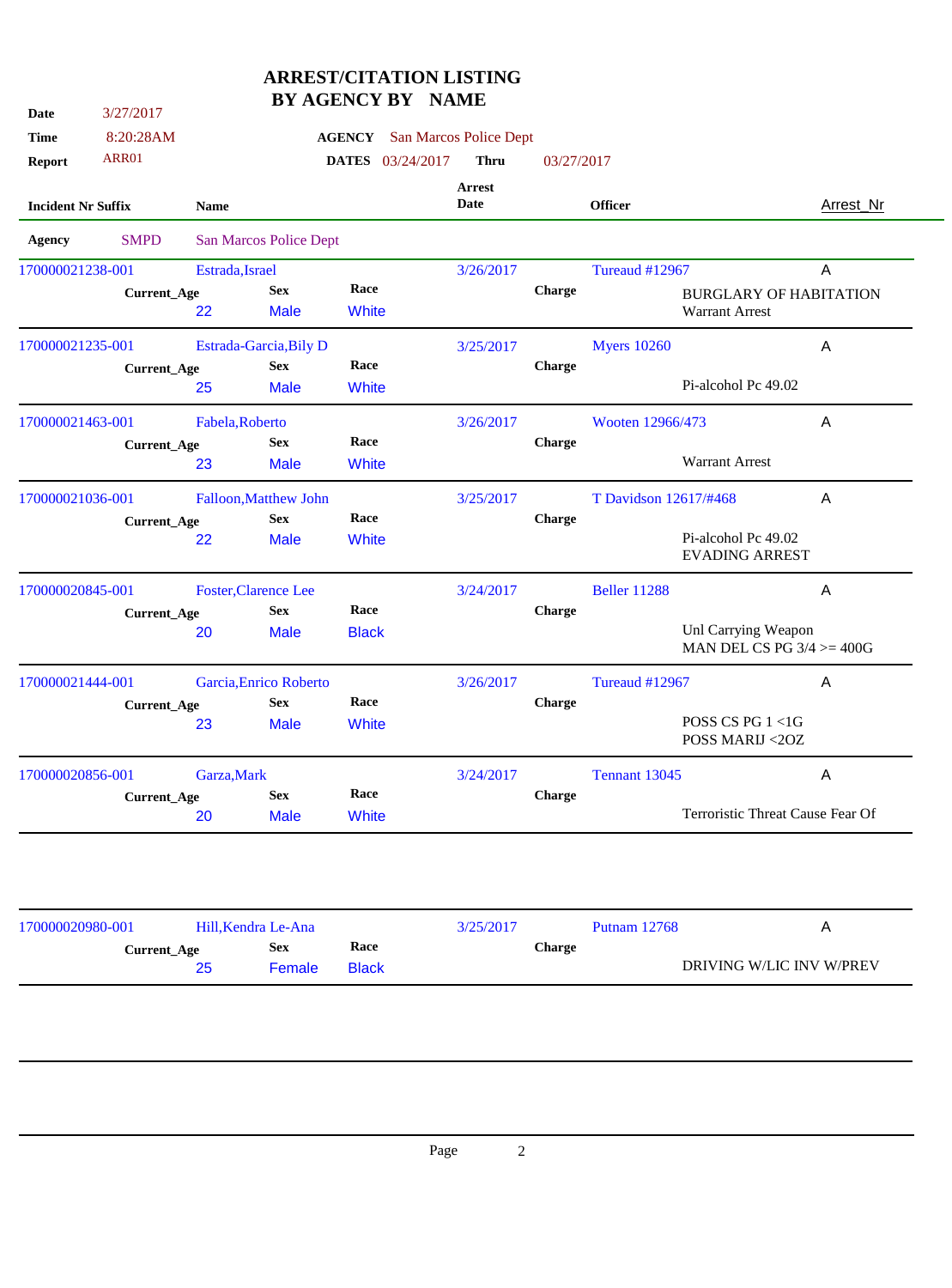# ARREST/CITATION LISTING
## BY AGENCY BY NAME

**Date** 3/27/2017
**Time** 8:20:28AM
**Report** ARR01

**AGENCY** San Marcos Police Dept
**DATES** 03/24/2017 **Thru** 03/27/2017

**Agency** SMPD San Marcos Police Dept

| Incident Nr Suffix | Name | Current_Age | Sex | Race | Arrest Date | Officer | Charge | Arrest_Nr |
|---|---|---|---|---|---|---|---|---|
| 170000021238-001 | Estrada,Israel | 22 | Male | White | 3/26/2017 | Tureaud #12967 | BURGLARY OF HABITATION; Warrant Arrest | A |
| 170000021235-001 | Estrada-Garcia,Bily D | 25 | Male | White | 3/25/2017 | Myers 10260 | Pi-alcohol Pc 49.02 | A |
| 170000021463-001 | Fabela,Roberto | 23 | Male | White | 3/26/2017 | Wooten 12966/473 | Warrant Arrest | A |
| 170000021036-001 | Falloon,Matthew John | 22 | Male | White | 3/25/2017 | T Davidson 12617/#468 | Pi-alcohol Pc 49.02; EVADING ARREST | A |
| 170000020845-001 | Foster,Clarence Lee | 20 | Male | Black | 3/24/2017 | Beller 11288 | Unl Carrying Weapon; MAN DEL CS PG 3/4 >= 400G | A |
| 170000021444-001 | Garcia,Enrico Roberto | 23 | Male | White | 3/26/2017 | Tureaud #12967 | POSS CS PG 1 <1G; POSS MARIJ <2OZ | A |
| 170000020856-001 | Garza,Mark | 20 | Male | White | 3/24/2017 | Tennant 13045 | Terroristic Threat Cause Fear Of | A |
| 170000020980-001 | Hill,Kendra Le-Ana | 25 | Female | Black | 3/25/2017 | Putnam 12768 | DRIVING W/LIC INV W/PREV | A |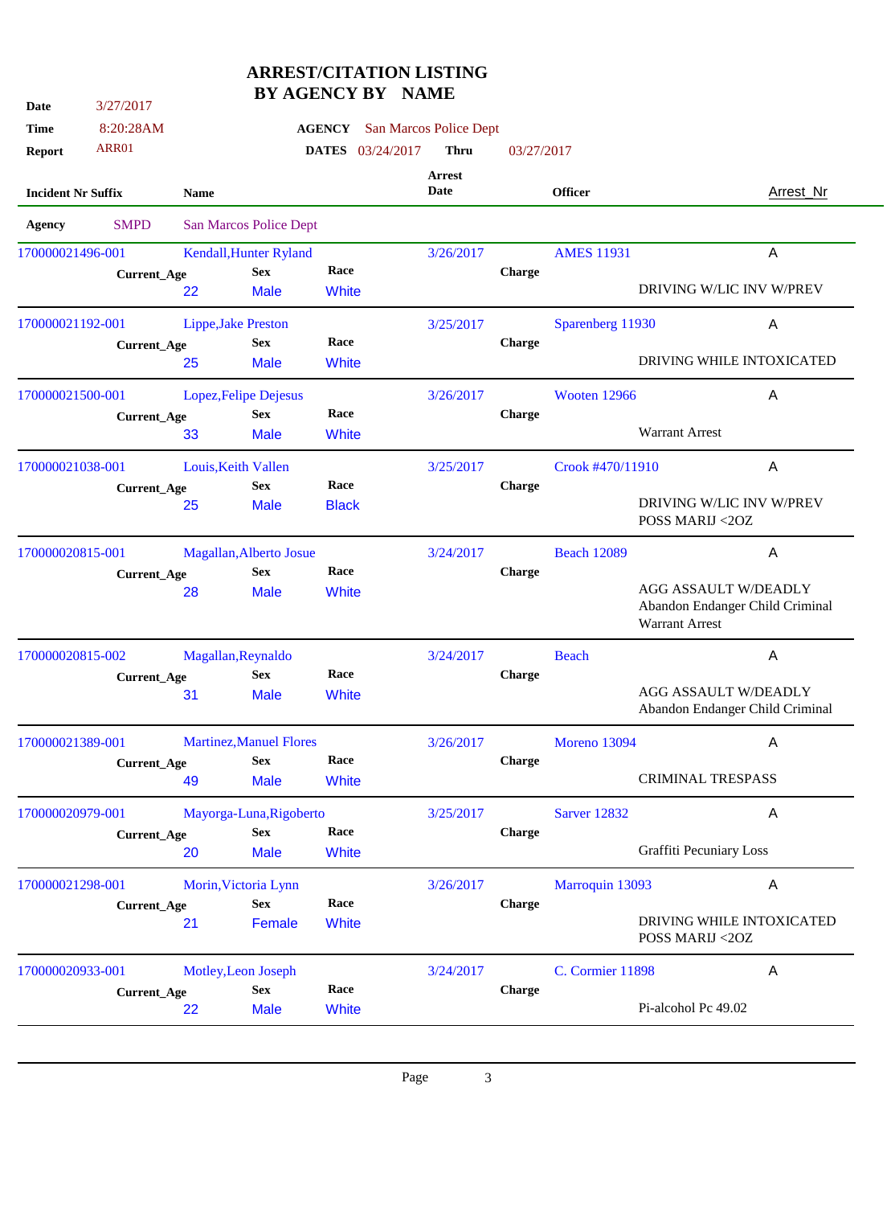# ARREST/CITATION LISTING
## BY AGENCY BY NAME

**Date** 3/27/2017
**Time** 8:20:28AM
**Report** ARR01

**AGENCY** San Marcos Police Dept
**DATES** 03/24/2017 **Thru** 03/27/2017

**Agency** SMPD San Marcos Police Dept

| Incident Nr Suffix | Name | Current_Age | Sex | Race | Arrest Date | Officer | Charge | Arrest_Nr |
|---|---|---|---|---|---|---|---|---|
| 170000021496-001 | Kendall,Hunter Ryland | 22 | Male | White | 3/26/2017 | AMES 11931 | DRIVING W/LIC INV W/PREV | A |
| 170000021192-001 | Lippe,Jake Preston | 25 | Male | White | 3/25/2017 | Sparenberg 11930 | DRIVING WHILE INTOXICATED | A |
| 170000021500-001 | Lopez,Felipe Dejesus | 33 | Male | White | 3/26/2017 | Wooten 12966 | Warrant Arrest | A |
| 170000021038-001 | Louis,Keith Vallen | 25 | Male | Black | 3/25/2017 | Crook #470/11910 | DRIVING W/LIC INV W/PREV; POSS MARIJ <2OZ | A |
| 170000020815-001 | Magallan,Alberto Josue | 28 | Male | White | 3/24/2017 | Beach 12089 | AGG ASSAULT W/DEADLY; Abandon Endanger Child Criminal; Warrant Arrest | A |
| 170000020815-002 | Magallan,Reynaldo | 31 | Male | White | 3/24/2017 | Beach | AGG ASSAULT W/DEADLY; Abandon Endanger Child Criminal | A |
| 170000021389-001 | Martinez,Manuel Flores | 49 | Male | White | 3/26/2017 | Moreno 13094 | CRIMINAL TRESPASS | A |
| 170000020979-001 | Mayorga-Luna,Rigoberto | 20 | Male | White | 3/25/2017 | Sarver 12832 | Graffiti Pecuniary Loss | A |
| 170000021298-001 | Morin,Victoria Lynn | 21 | Female | White | 3/26/2017 | Marroquin 13093 | DRIVING WHILE INTOXICATED; POSS MARIJ <2OZ | A |
| 170000020933-001 | Motley,Leon Joseph | 22 | Male | White | 3/24/2017 | C. Cormier 11898 | Pi-alcohol Pc 49.02 | A |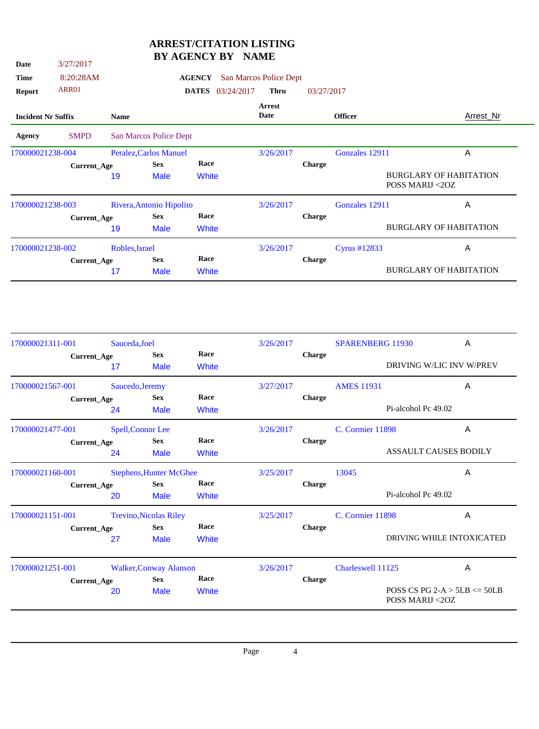# ARREST/CITATION LISTING
# BY AGENCY BY NAME

**Date** 3/27/2017
**Time** 8:20:28AM
**Report** ARR01

**AGENCY** San Marcos Police Dept
**DATES** 03/24/2017 **Thru** 03/27/2017

| Incident Nr Suffix | Name | Current_Age | Sex | Race | Arrest Date | Officer | Charge | Arrest_Nr |
|---|---|---|---|---|---|---|---|---|
| **Agency** SMPD | San Marcos Police Dept | | | | | | | |
| 170000021238-004 | Peralez,Carlos Manuel | 19 | Male | White | 3/26/2017 | Gonzales 12911 | BURGLARY OF HABITATION<br>POSS MARIJ <2OZ | A |
| 170000021238-003 | Rivera,Antonio Hipolito | 19 | Male | White | 3/26/2017 | Gonzales 12911 | BURGLARY OF HABITATION | A |
| 170000021238-002 | Robles,Israel | 17 | Male | White | 3/26/2017 | Cyrus #12833 | BURGLARY OF HABITATION | A |
| 170000021311-001 | Sauceda,Joel | 17 | Male | White | 3/26/2017 | SPARENBERG 11930 | DRIVING W/LIC INV W/PREV | A |
| 170000021567-001 | Saucedo,Jeremy | 24 | Male | White | 3/27/2017 | AMES 11931 | Pi-alcohol Pc 49.02 | A |
| 170000021477-001 | Spell,Connor Lee | 24 | Male | White | 3/26/2017 | C. Cormier 11898 | ASSAULT CAUSES BODILY | A |
| 170000021160-001 | Stephens,Hunter McGhee | 20 | Male | White | 3/25/2017 | 13045 | Pi-alcohol Pc 49.02 | A |
| 170000021151-001 | Trevino,Nicolas Riley | 27 | Male | White | 3/25/2017 | C. Cormier 11898 | DRIVING WHILE INTOXICATED | A |
| 170000021251-001 | Walker,Conway Alanson | 20 | Male | White | 3/26/2017 | Charleswell 11125 | POSS CS PG 2-A > 5LB <= 50LB<br>POSS MARIJ <2OZ | A |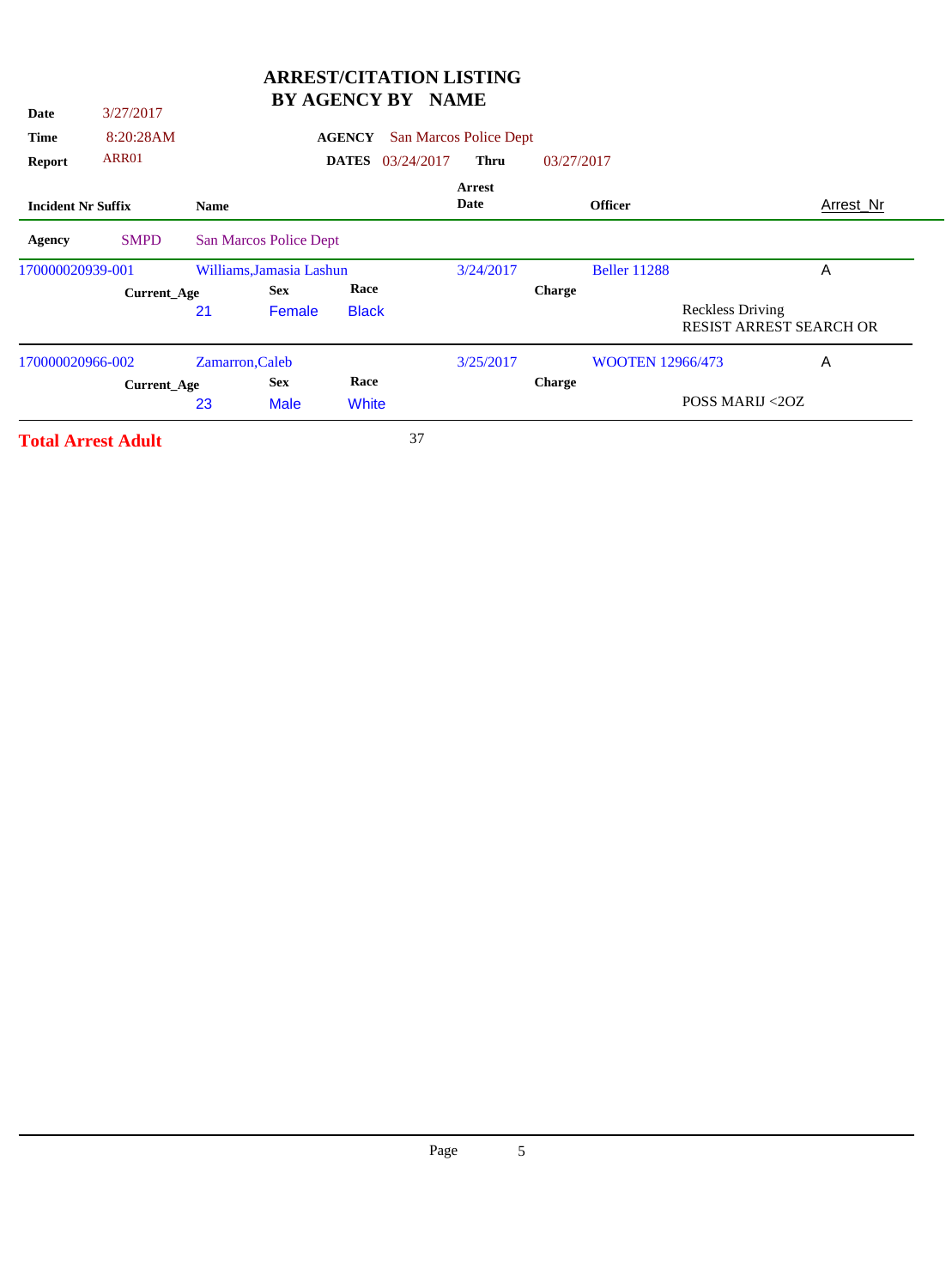# ARREST/CITATION LISTING
## BY AGENCY BY NAME

**Date** 3/27/2017
**Time** 8:20:28AM
**Report** ARR01

**AGENCY** San Marcos Police Dept
**DATES** 03/24/2017 **Thru** 03/27/2017

| Incident Nr Suffix | Name | | | Arrest Date | Officer | Charge | Arrest_Nr |
|---|---|---|---|---|---|---|---|
| **Agency** SMPD | San Marcos Police Dept | | | | | | |
| 170000020939-001 | Williams,Jamasia Lashun | | | 3/24/2017 | Beller 11288 | | A |
| **Current_Age** | 21 | **Sex** Female | **Race** Black | | | Reckless Driving<br>RESIST ARREST SEARCH OR | |
| 170000020966-002 | Zamarron,Caleb | | | 3/25/2017 | WOOTEN 12966/473 | | A |
| **Current_Age** | 23 | **Sex** Male | **Race** White | | | POSS MARIJ <2OZ | |

**Total Arrest Adult** 37